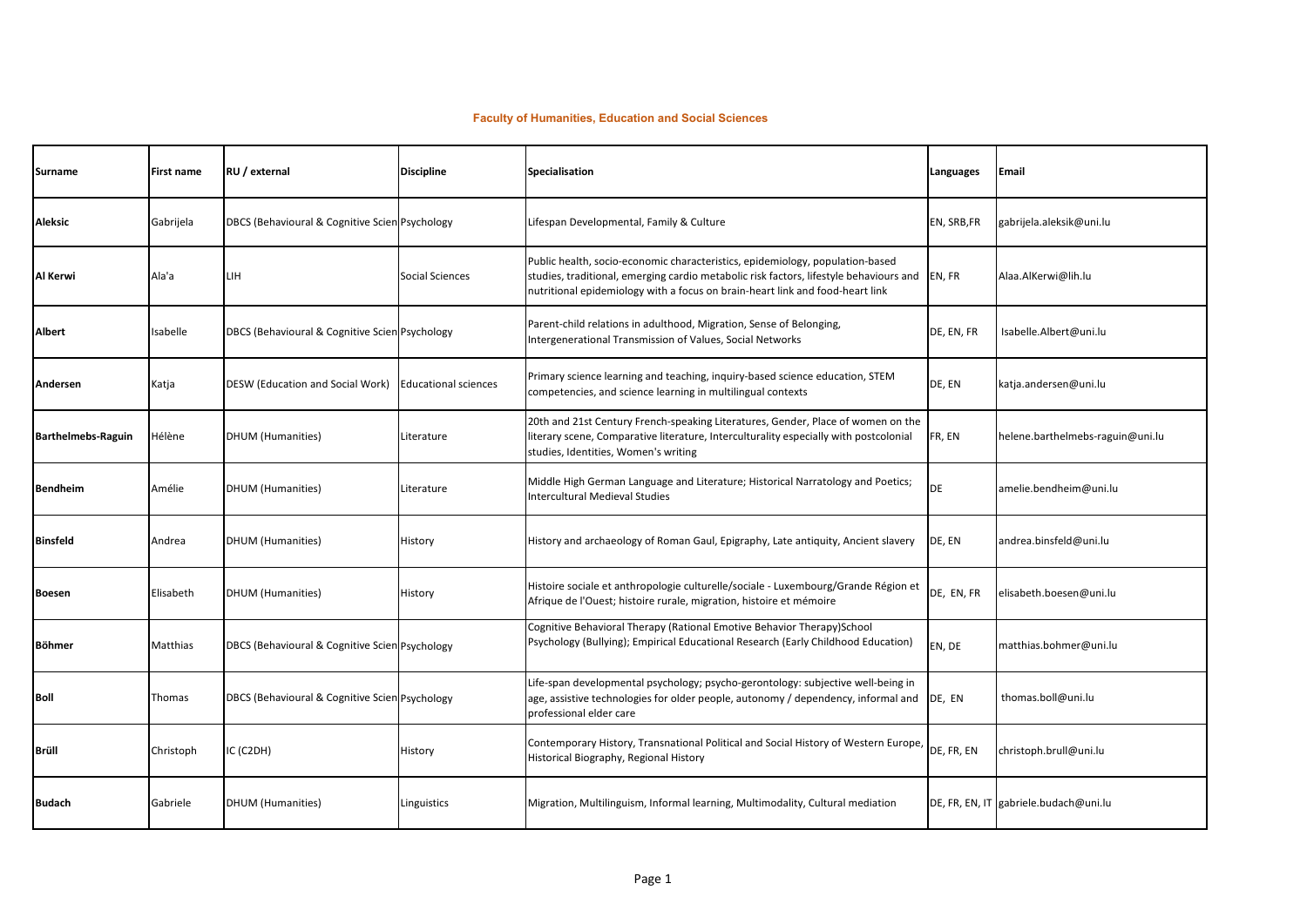## Faculty of Humanities, Education and Social Sciences

| Surname | First name | RU / external | Discipline | Specialisation | Languages | Email |
|---|---|---|---|---|---|---|
| **Aleksic** | Gabrijela | DBCS (Behavioural & Cognitive Scien | Psychology | Lifespan Developmental, Family & Culture | EN, SRB,FR | gabrijela.aleksik@uni.lu |
| **Al Kerwi** | Ala'a | LIH | Social Sciences | Public health, socio-economic characteristics, epidemiology, population-based studies, traditional, emerging cardio metabolic risk factors, lifestyle behaviours and nutritional epidemiology with a focus on brain-heart link and food-heart link | EN, FR | Alaa.AlKerwi@lih.lu |
| **Albert** | Isabelle | DBCS (Behavioural & Cognitive Scien | Psychology | Parent-child relations in adulthood, Migration, Sense of Belonging, Intergenerational Transmission of Values, Social Networks | DE, EN, FR | Isabelle.Albert@uni.lu |
| **Andersen** | Katja | DESW (Education and Social Work) | Educational sciences | Primary science learning and teaching, inquiry-based science education, STEM competencies, and science learning in multilingual contexts | DE, EN | katja.andersen@uni.lu |
| **Barthelmebs-Raguin** | Hélène | DHUM (Humanities) | Literature | 20th and 21st Century French-speaking Literatures, Gender, Place of women on the literary scene, Comparative literature, Interculturality especially with postcolonial studies, Identities, Women's writing | FR, EN | helene.barthelmebs-raguin@uni.lu |
| **Bendheim** | Amélie | DHUM (Humanities) | Literature | Middle High German Language and Literature; Historical Narratology and Poetics; Intercultural Medieval Studies | DE | amelie.bendheim@uni.lu |
| **Binsfeld** | Andrea | DHUM (Humanities) | History | History and archaeology of Roman Gaul, Epigraphy, Late antiquity, Ancient slavery | DE, EN | andrea.binsfeld@uni.lu |
| **Boesen** | Elisabeth | DHUM (Humanities) | History | Histoire sociale et anthropologie culturelle/sociale - Luxembourg/Grande Région et Afrique de l'Ouest; histoire rurale, migration, histoire et mémoire | DE, EN, FR | elisabeth.boesen@uni.lu |
| **Böhmer** | Matthias | DBCS (Behavioural & Cognitive Scien | Psychology | Cognitive Behavioral Therapy (Rational Emotive Behavior Therapy)School Psychology (Bullying); Empirical Educational Research (Early Childhood Education) | EN, DE | matthias.bohmer@uni.lu |
| **Boll** | Thomas | DBCS (Behavioural & Cognitive Scien | Psychology | Life-span developmental psychology; psycho-gerontology: subjective well-being in age, assistive technologies for older people, autonomy / dependency, informal and professional elder care | DE, EN | thomas.boll@uni.lu |
| **Brüll** | Christoph | IC (C2DH) | History | Contemporary History, Transnational Political and Social History of Western Europe, Historical Biography, Regional History | DE, FR, EN | christoph.brull@uni.lu |
| **Budach** | Gabriele | DHUM (Humanities) | Linguistics | Migration, Multilinguism, Informal learning, Multimodality, Cultural mediation | DE, FR, EN, IT | gabriele.budach@uni.lu |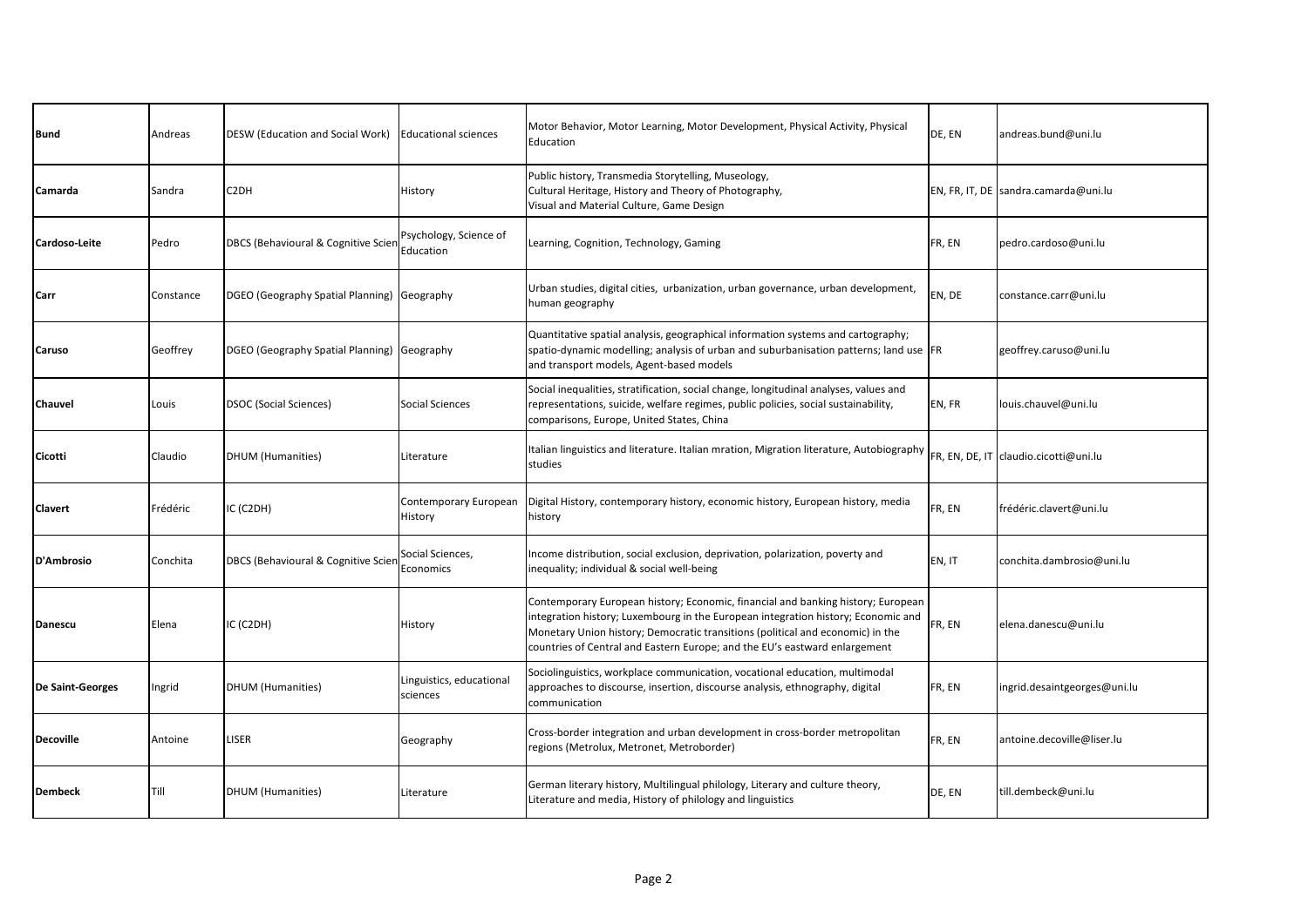| **Bund** | Andreas | DESW (Education and Social Work) | Educational sciences | Motor Behavior, Motor Learning, Motor Development, Physical Activity, Physical Education | DE, EN | andreas.bund@uni.lu |
|---|---|---|---|---|---|---|
| **Camarda** | Sandra | C2DH | History | Public history, Transmedia Storytelling, Museology, Cultural Heritage, History and Theory of Photography, Visual and Material Culture, Game Design | EN, FR, IT, DE | sandra.camarda@uni.lu |
| **Cardoso-Leite** | Pedro | DBCS (Behavioural & Cognitive Scien | Psychology, Science of Education | Learning, Cognition, Technology, Gaming | FR, EN | pedro.cardoso@uni.lu |
| **Carr** | Constance | DGEO (Geography Spatial Planning) | Geography | Urban studies, digital cities, urbanization, urban governance, urban development, human geography | EN, DE | constance.carr@uni.lu |
| **Caruso** | Geoffrey | DGEO (Geography Spatial Planning) | Geography | Quantitative spatial analysis, geographical information systems and cartography; spatio-dynamic modelling; analysis of urban and suburbanisation patterns; land use and transport models, Agent-based models | FR | geoffrey.caruso@uni.lu |
| **Chauvel** | Louis | DSOC (Social Sciences) | Social Sciences | Social inequalities, stratification, social change, longitudinal analyses, values and representations, suicide, welfare regimes, public policies, social sustainability, comparisons, Europe, United States, China | EN, FR | louis.chauvel@uni.lu |
| **Cicotti** | Claudio | DHUM (Humanities) | Literature | Italian linguistics and literature. Italian mration, Migration literature, Autobiography studies | FR, EN, DE, IT | claudio.cicotti@uni.lu |
| **Clavert** | Frédéric | IC (C2DH) | Contemporary European History | Digital History, contemporary history, economic history, European history, media history | FR, EN | frédéric.clavert@uni.lu |
| **D'Ambrosio** | Conchita | DBCS (Behavioural & Cognitive Scien | Social Sciences, Economics | Income distribution, social exclusion, deprivation, polarization, poverty and inequality; individual & social well-being | EN, IT | conchita.dambrosio@uni.lu |
| **Danescu** | Elena | IC (C2DH) | History | Contemporary European history; Economic, financial and banking history; European integration history; Luxembourg in the European integration history; Economic and Monetary Union history; Democratic transitions (political and economic) in the countries of Central and Eastern Europe; and the EU's eastward enlargement | FR, EN | elena.danescu@uni.lu |
| **De Saint-Georges** | Ingrid | DHUM (Humanities) | Linguistics, educational sciences | Sociolinguistics, workplace communication, vocational education, multimodal approaches to discourse, insertion, discourse analysis, ethnography, digital communication | FR, EN | ingrid.desaintgeorges@uni.lu |
| **Decoville** | Antoine | LISER | Geography | Cross-border integration and urban development in cross-border metropolitan regions (Metrolux, Metronet, Metroborder) | FR, EN | antoine.decoville@liser.lu |
| **Dembeck** | Till | DHUM (Humanities) | Literature | German literary history, Multilingual philology, Literary and culture theory, Literature and media, History of philology and linguistics | DE, EN | till.dembeck@uni.lu |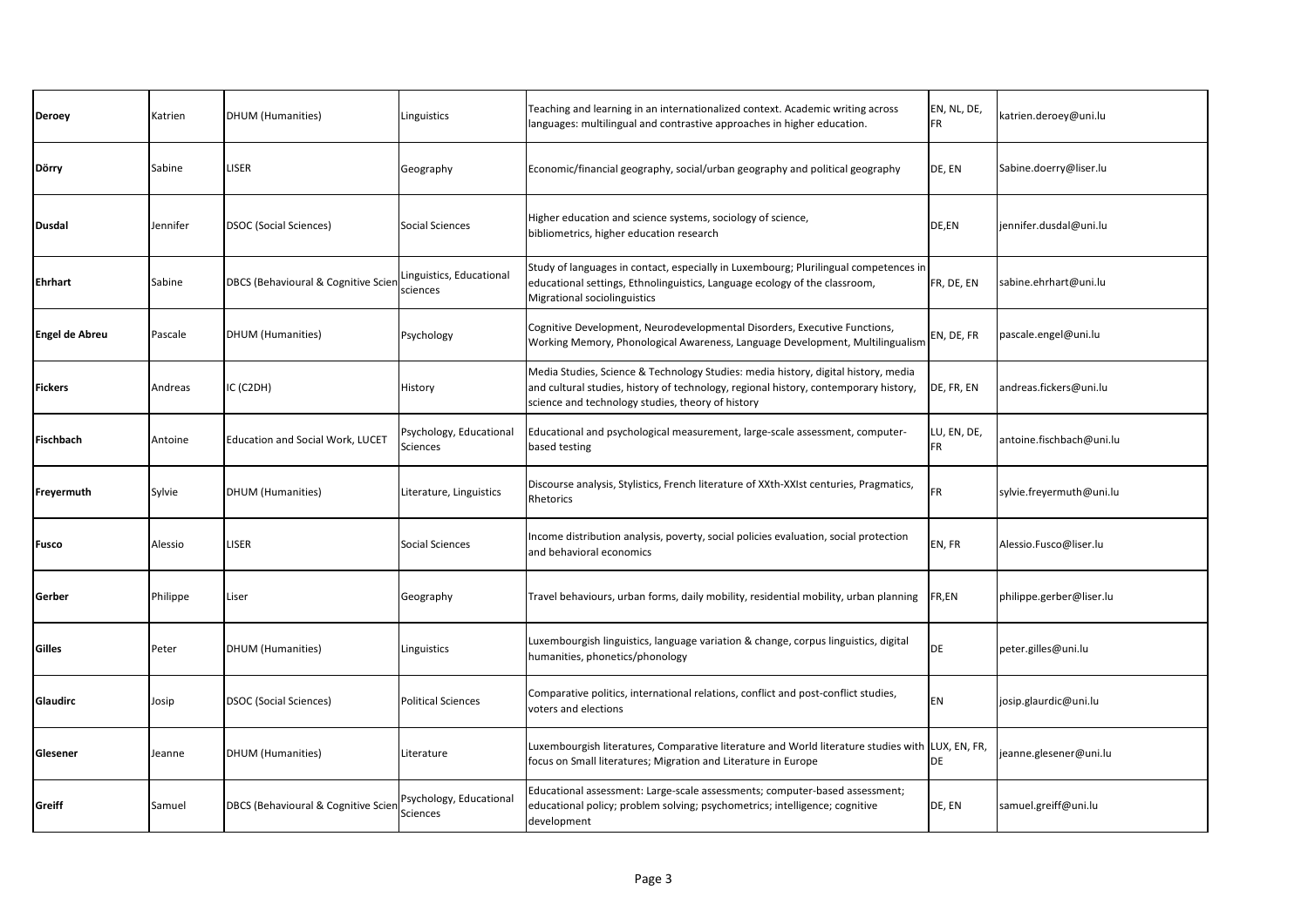| | | | | | | |
|---|---|---|---|---|---|---|
| **Deroey** | Katrien | DHUM (Humanities) | Linguistics | Teaching and learning in an internationalized context. Academic writing across languages: multilingual and contrastive approaches in higher education. | EN, NL, DE, FR | katrien.deroey@uni.lu |
| **Dörry** | Sabine | LISER | Geography | Economic/financial geography, social/urban geography and political geography | DE, EN | Sabine.doerry@liser.lu |
| **Dusdal** | Jennifer | DSOC (Social Sciences) | Social Sciences | Higher education and science systems, sociology of science, bibliometrics, higher education research | DE,EN | jennifer.dusdal@uni.lu |
| **Ehrhart** | Sabine | DBCS (Behavioural & Cognitive Scien | Linguistics, Educational sciences | Study of languages in contact, especially in Luxembourg; Plurilingual competences in educational settings, Ethnolinguistics, Language ecology of the classroom, Migrational sociolinguistics | FR, DE, EN | sabine.ehrhart@uni.lu |
| **Engel de Abreu** | Pascale | DHUM (Humanities) | Psychology | Cognitive Development, Neurodevelopmental Disorders, Executive Functions, Working Memory, Phonological Awareness, Language Development, Multilingualism | EN, DE, FR | pascale.engel@uni.lu |
| **Fickers** | Andreas | IC (C2DH) | History | Media Studies, Science & Technology Studies: media history, digital history, media and cultural studies, history of technology, regional history, contemporary history, science and technology studies, theory of history | DE, FR, EN | andreas.fickers@uni.lu |
| **Fischbach** | Antoine | Education and Social Work, LUCET | Psychology, Educational Sciences | Educational and psychological measurement, large-scale assessment, computer-based testing | LU, EN, DE, FR | antoine.fischbach@uni.lu |
| **Freyermuth** | Sylvie | DHUM (Humanities) | Literature, Linguistics | Discourse analysis, Stylistics, French literature of XXth-XXIst centuries, Pragmatics, Rhetorics | FR | sylvie.freyermuth@uni.lu |
| **Fusco** | Alessio | LISER | Social Sciences | Income distribution analysis, poverty, social policies evaluation, social protection and behavioral economics | EN, FR | Alessio.Fusco@liser.lu |
| **Gerber** | Philippe | Liser | Geography | Travel behaviours, urban forms, daily mobility, residential mobility, urban planning | FR,EN | philippe.gerber@liser.lu |
| **Gilles** | Peter | DHUM (Humanities) | Linguistics | Luxembourgish linguistics, language variation & change, corpus linguistics, digital humanities, phonetics/phonology | DE | peter.gilles@uni.lu |
| **Glaudirc** | Josip | DSOC (Social Sciences) | Political Sciences | Comparative politics, international relations, conflict and post-conflict studies, voters and elections | EN | josip.glaurdic@uni.lu |
| **Glesener** | Jeanne | DHUM (Humanities) | Literature | Luxembourgish literatures, Comparative literature and World literature studies with focus on Small literatures; Migration and Literature in Europe | LUX, EN, FR, DE | jeanne.glesener@uni.lu |
| **Greiff** | Samuel | DBCS (Behavioural & Cognitive Scien | Psychology, Educational Sciences | Educational assessment: Large-scale assessments; computer-based assessment; educational policy; problem solving; psychometrics; intelligence; cognitive development | DE, EN | samuel.greiff@uni.lu |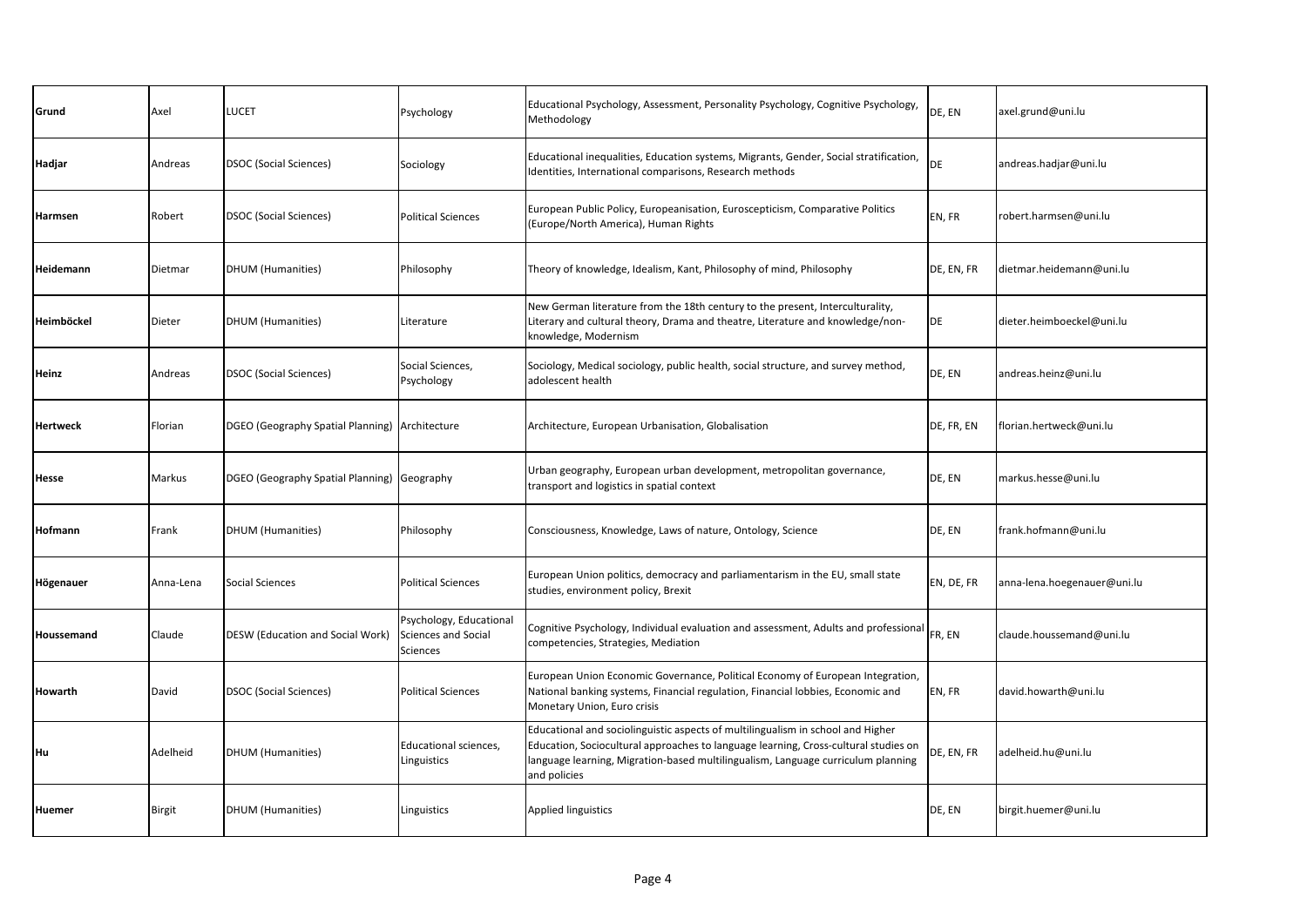| Grund | Axel | LUCET | Psychology | Educational Psychology, Assessment, Personality Psychology, Cognitive Psychology, Methodology | DE, EN | axel.grund@uni.lu |
|---|---|---|---|---|---|---|
| Hadjar | Andreas | DSOC (Social Sciences) | Sociology | Educational inequalities, Education systems, Migrants, Gender, Social stratification, Identities, International comparisons, Research methods | DE | andreas.hadjar@uni.lu |
| Harmsen | Robert | DSOC (Social Sciences) | Political Sciences | European Public Policy, Europeanisation, Euroscepticism, Comparative Politics (Europe/North America), Human Rights | EN, FR | robert.harmsen@uni.lu |
| Heidemann | Dietmar | DHUM (Humanities) | Philosophy | Theory of knowledge, Idealism, Kant, Philosophy of mind, Philosophy | DE, EN, FR | dietmar.heidemann@uni.lu |
| Heimböckel | Dieter | DHUM (Humanities) | Literature | New German literature from the 18th century to the present, Interculturality, Literary and cultural theory, Drama and theatre, Literature and knowledge/non-knowledge, Modernism | DE | dieter.heimboeckel@uni.lu |
| Heinz | Andreas | DSOC (Social Sciences) | Social Sciences, Psychology | Sociology, Medical sociology, public health, social structure, and survey method, adolescent health | DE, EN | andreas.heinz@uni.lu |
| Hertweck | Florian | DGEO (Geography Spatial Planning) | Architecture | Architecture, European Urbanisation, Globalisation | DE, FR, EN | florian.hertweck@uni.lu |
| Hesse | Markus | DGEO (Geography Spatial Planning) | Geography | Urban geography, European urban development, metropolitan governance, transport and logistics in spatial context | DE, EN | markus.hesse@uni.lu |
| Hofmann | Frank | DHUM (Humanities) | Philosophy | Consciousness, Knowledge, Laws of nature, Ontology, Science | DE, EN | frank.hofmann@uni.lu |
| Högenauer | Anna-Lena | Social Sciences | Political Sciences | European Union politics, democracy and parliamentarism in the EU, small state studies, environment policy, Brexit | EN, DE, FR | anna-lena.hoegenauer@uni.lu |
| Houssemand | Claude | DESW (Education and Social Work) | Psychology, Educational Sciences and Social Sciences | Cognitive Psychology, Individual evaluation and assessment, Adults and professional competencies, Strategies, Mediation | FR, EN | claude.houssemand@uni.lu |
| Howarth | David | DSOC (Social Sciences) | Political Sciences | European Union Economic Governance, Political Economy of European Integration, National banking systems, Financial regulation, Financial lobbies, Economic and Monetary Union, Euro crisis | EN, FR | david.howarth@uni.lu |
| Hu | Adelheid | DHUM (Humanities) | Educational sciences, Linguistics | Educational and sociolinguistic aspects of multilingualism in school and Higher Education, Sociocultural approaches to language learning, Cross-cultural studies on language learning, Migration-based multilingualism, Language curriculum planning and policies | DE, EN, FR | adelheid.hu@uni.lu |
| Huemer | Birgit | DHUM (Humanities) | Linguistics | Applied linguistics | DE, EN | birgit.huemer@uni.lu |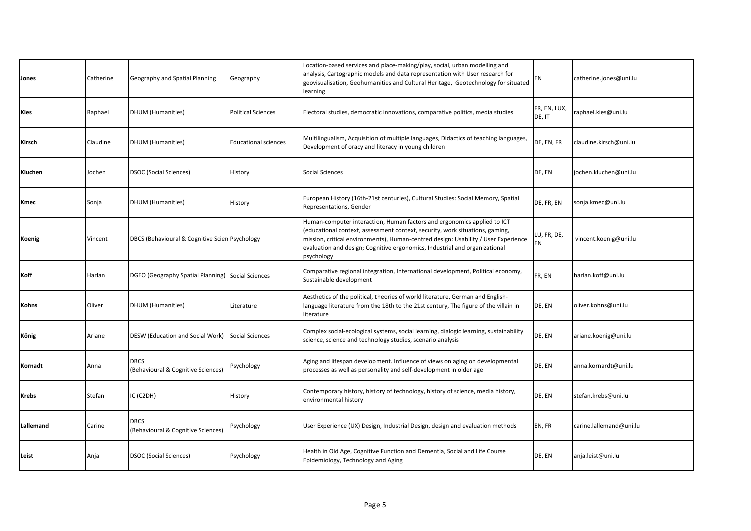| | | | | | | |
|---|---|---|---|---|---|---|
| **Jones** | Catherine | Geography and Spatial Planning | Geography | Location-based services and place-making/play, social, urban modelling and analysis, Cartographic models and data representation with User research for geovisualisation, Geohumanities and Cultural Heritage, Geotechnology for situated learning | EN | catherine.jones@uni.lu |
| **Kies** | Raphael | DHUM (Humanities) | Political Sciences | Electoral studies, democratic innovations, comparative politics, media studies | FR, EN, LUX, DE, IT | raphael.kies@uni.lu |
| **Kirsch** | Claudine | DHUM (Humanities) | Educational sciences | Multilingualism, Acquisition of multiple languages, Didactics of teaching languages, Development of oracy and literacy in young children | DE, EN, FR | claudine.kirsch@uni.lu |
| **Kluchen** | Jochen | DSOC (Social Sciences) | History | Social Sciences | DE, EN | jochen.kluchen@uni.lu |
| **Kmec** | Sonja | DHUM (Humanities) | History | European History (16th-21st centuries), Cultural Studies: Social Memory, Spatial Representations, Gender | DE, FR, EN | sonja.kmec@uni.lu |
| **Koenig** | Vincent | DBCS (Behavioural & Cognitive Scien | Psychology | Human-computer interaction, Human factors and ergonomics applied to ICT (educational context, assessment context, security, work situations, gaming, mission, critical environments), Human-centred design: Usability / User Experience evaluation and design; Cognitive ergonomics, Industrial and organizational psychology | LU, FR, DE, EN | vincent.koenig@uni.lu |
| **Koff** | Harlan | DGEO (Geography Spatial Planning) | Social Sciences | Comparative regional integration, International development, Political economy, Sustainable development | FR, EN | harlan.koff@uni.lu |
| **Kohns** | Oliver | DHUM (Humanities) | Literature | Aesthetics of the political, theories of world literature, German and English-language literature from the 18th to the 21st century, The figure of the villain in literature | DE, EN | oliver.kohns@uni.lu |
| **König** | Ariane | DESW (Education and Social Work) | Social Sciences | Complex social-ecological systems, social learning, dialogic learning, sustainability science, science and technology studies, scenario analysis | DE, EN | ariane.koenig@uni.lu |
| **Kornadt** | Anna | DBCS (Behavioural & Cognitive Sciences) | Psychology | Aging and lifespan development. Influence of views on aging on developmental processes as well as personality and self-development in older age | DE, EN | anna.kornadt@uni.lu |
| **Krebs** | Stefan | IC (C2DH) | History | Contemporary history, history of technology, history of science, media history, environmental history | DE, EN | stefan.krebs@uni.lu |
| **Lallemand** | Carine | DBCS (Behavioural & Cognitive Sciences) | Psychology | User Experience (UX) Design, Industrial Design, design and evaluation methods | EN, FR | carine.lallemand@uni.lu |
| **Leist** | Anja | DSOC (Social Sciences) | Psychology | Health in Old Age, Cognitive Function and Dementia, Social and Life Course Epidemiology, Technology and Aging | DE, EN | anja.leist@uni.lu |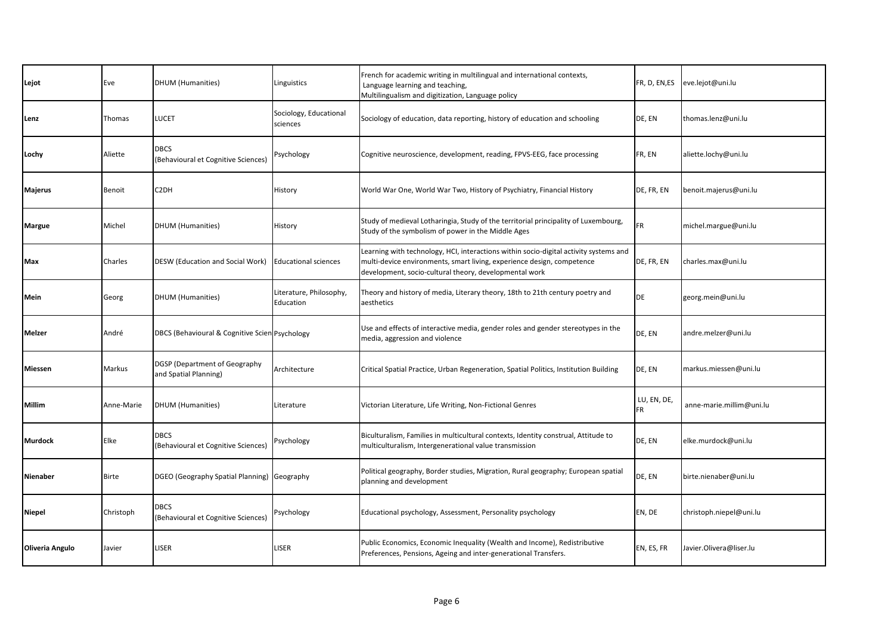| **Lejot** | Eve | DHUM (Humanities) | Linguistics | French for academic writing in multilingual and international contexts, Language learning and teaching, Multilingualism and digitization, Language policy | FR, D, EN,ES | eve.lejot@uni.lu |
|---|---|---|---|---|---|---|
| **Lenz** | Thomas | LUCET | Sociology, Educational sciences | Sociology of education, data reporting, history of education and schooling | DE, EN | thomas.lenz@uni.lu |
| **Lochy** | Aliette | DBCS (Behavioural et Cognitive Sciences) | Psychology | Cognitive neuroscience, development, reading, FPVS-EEG, face processing | FR, EN | aliette.lochy@uni.lu |
| **Majerus** | Benoit | C2DH | History | World War One, World War Two, History of Psychiatry, Financial History | DE, FR, EN | benoit.majerus@uni.lu |
| **Margue** | Michel | DHUM (Humanities) | History | Study of medieval Lotharingia, Study of the territorial principality of Luxembourg, Study of the symbolism of power in the Middle Ages | FR | michel.margue@uni.lu |
| **Max** | Charles | DESW (Education and Social Work) | Educational sciences | Learning with technology, HCI, interactions within socio-digital activity systems and multi-device environments, smart living, experience design, competence development, socio-cultural theory, developmental work | DE, FR, EN | charles.max@uni.lu |
| **Mein** | Georg | DHUM (Humanities) | Literature, Philosophy, Education | Theory and history of media, Literary theory, 18th to 21th century poetry and aesthetics | DE | georg.mein@uni.lu |
| **Melzer** | André | DBCS (Behavioural & Cognitive Scien | Psychology | Use and effects of interactive media, gender roles and gender stereotypes in the media, aggression and violence | DE, EN | andre.melzer@uni.lu |
| **Miessen** | Markus | DGSP (Department of Geography and Spatial Planning) | Architecture | Critical Spatial Practice, Urban Regeneration, Spatial Politics, Institution Building | DE, EN | markus.miessen@uni.lu |
| **Millim** | Anne-Marie | DHUM (Humanities) | Literature | Victorian Literature, Life Writing, Non-Fictional Genres | LU, EN, DE, FR | anne-marie.millim@uni.lu |
| **Murdock** | Elke | DBCS (Behavioural et Cognitive Sciences) | Psychology | Biculturalism, Families in multicultural contexts, Identity construal, Attitude to multiculturalism, Intergenerational value transmission | DE, EN | elke.murdock@uni.lu |
| **Nienaber** | Birte | DGEO (Geography Spatial Planning) | Geography | Political geography, Border studies, Migration, Rural geography; European spatial planning and development | DE, EN | birte.nienaber@uni.lu |
| **Niepel** | Christoph | DBCS (Behavioural et Cognitive Sciences) | Psychology | Educational psychology, Assessment, Personality psychology | EN, DE | christoph.niepel@uni.lu |
| **Oliveria Angulo** | Javier | LISER | LISER | Public Economics, Economic Inequality (Wealth and Income), Redistributive Preferences, Pensions, Ageing and inter-generational Transfers. | EN, ES, FR | Javier.Olivera@liser.lu |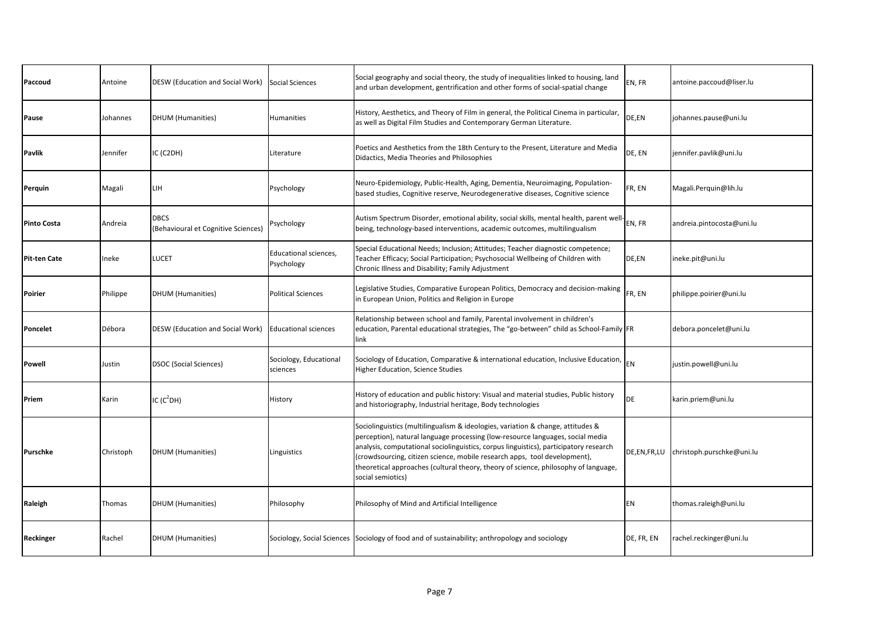| **Paccoud** | Antoine | DESW (Education and Social Work) | Social Sciences | Social geography and social theory, the study of inequalities linked to housing, land and urban development, gentrification and other forms of social-spatial change | EN, FR | antoine.paccoud@liser.lu |
|---|---|---|---|---|---|---|
| **Pause** | Johannes | DHUM (Humanities) | Humanities | History, Aesthetics, and Theory of Film in general, the Political Cinema in particular, as well as Digital Film Studies and Contemporary German Literature. | DE,EN | johannes.pause@uni.lu |
| **Pavlik** | Jennifer | IC (C2DH) | Literature | Poetics and Aesthetics from the 18th Century to the Present, Literature and Media Didactics, Media Theories and Philosophies | DE, EN | jennifer.pavlik@uni.lu |
| **Perquin** | Magali | LIH | Psychology | Neuro-Epidemiology, Public-Health, Aging, Dementia, Neuroimaging, Population-based studies, Cognitive reserve, Neurodegenerative diseases, Cognitive science | FR, EN | Magali.Perquin@lih.lu |
| **Pinto Costa** | Andreia | DBCS (Behavioural et Cognitive Sciences) | Psychology | Autism Spectrum Disorder, emotional ability, social skills, mental health, parent well-being, technology-based interventions, academic outcomes, multilingualism | EN, FR | andreia.pintocosta@uni.lu |
| **Pit-ten Cate** | Ineke | LUCET | Educational sciences, Psychology | Special Educational Needs; Inclusion; Attitudes; Teacher diagnostic competence; Teacher Efficacy; Social Participation; Psychosocial Wellbeing of Children with Chronic Illness and Disability; Family Adjustment | DE,EN | ineke.pit@uni.lu |
| **Poirier** | Philippe | DHUM (Humanities) | Political Sciences | Legislative Studies, Comparative European Politics, Democracy and decision-making in European Union, Politics and Religion in Europe | FR, EN | philippe.poirier@uni.lu |
| **Poncelet** | Débora | DESW (Education and Social Work) | Educational sciences | Relationship between school and family, Parental involvement in children's education, Parental educational strategies, The "go-between" child as School-Family link | FR | debora.poncelet@uni.lu |
| **Powell** | Justin | DSOC (Social Sciences) | Sociology, Educational sciences | Sociology of Education, Comparative & international education, Inclusive Education, Higher Education, Science Studies | EN | justin.powell@uni.lu |
| **Priem** | Karin | IC ($C^2DH$) | History | History of education and public history: Visual and material studies, Public history and historiography, Industrial heritage, Body technologies | DE | karin.priem@uni.lu |
| **Purschke** | Christoph | DHUM (Humanities) | Linguistics | Sociolinguistics (multilingualism & ideologies, variation & change, attitudes & perception), natural language processing (low-resource languages, social media analysis, computational sociolinguistics, corpus linguistics), participatory research (crowdsourcing, citizen science, mobile research apps, tool development), theoretical approaches (cultural theory, theory of science, philosophy of language, social semiotics) | DE,EN,FR,LU | christoph.purschke@uni.lu |
| **Raleigh** | Thomas | DHUM (Humanities) | Philosophy | Philosophy of Mind and Artificial Intelligence | EN | thomas.raleigh@uni.lu |
| **Reckinger** | Rachel | DHUM (Humanities) | Sociology, Social Sciences | Sociology of food and of sustainability; anthropology and sociology | DE, FR, EN | rachel.reckinger@uni.lu |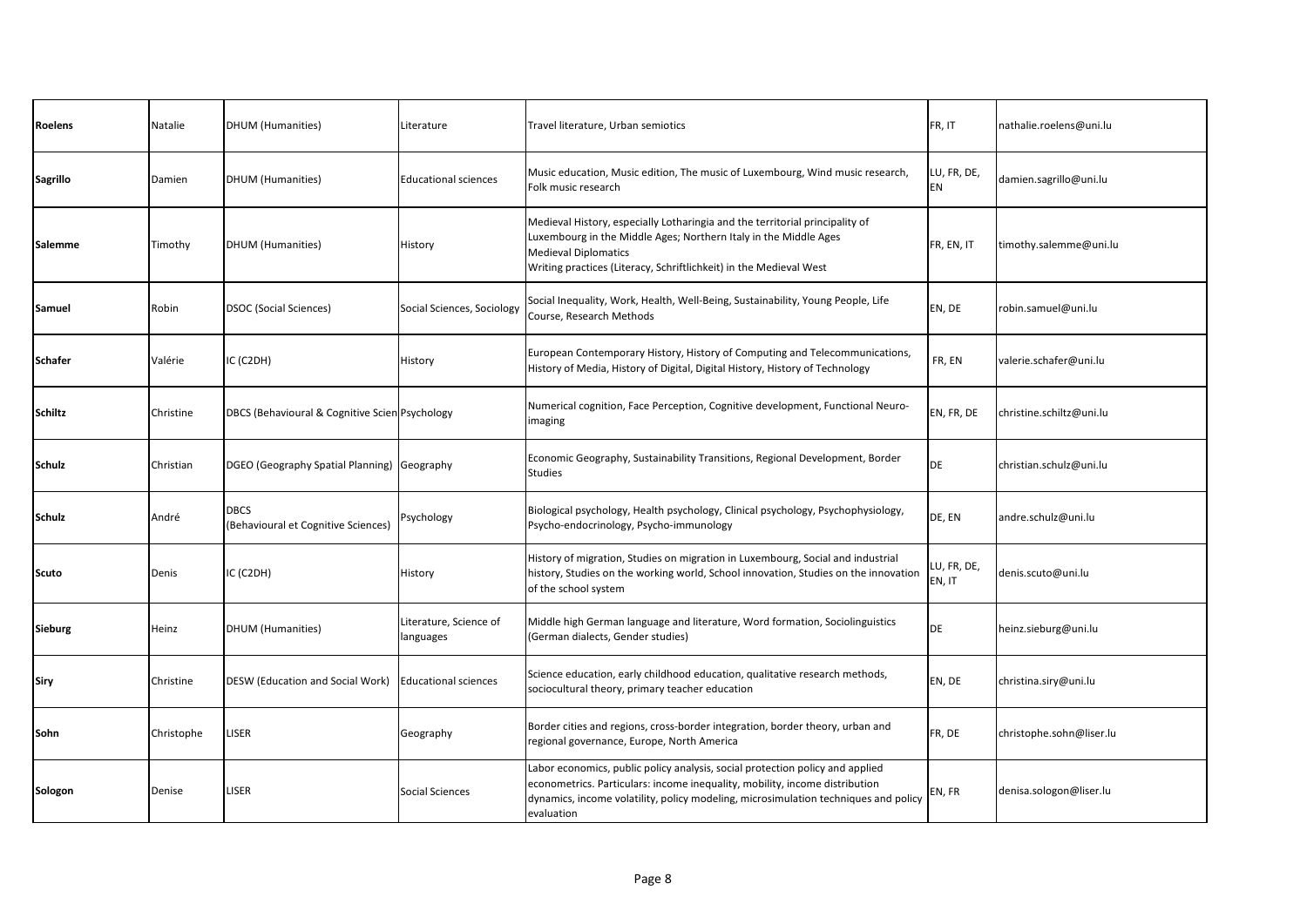| **Roelens** | Natalie | DHUM (Humanities) | Literature | Travel literature, Urban semiotics | FR, IT | nathalie.roelens@uni.lu |
|---|---|---|---|---|---|---|
| **Sagrillo** | Damien | DHUM (Humanities) | Educational sciences | Music education, Music edition, The music of Luxembourg, Wind music research, Folk music research | LU, FR, DE, EN | damien.sagrillo@uni.lu |
| **Salemme** | Timothy | DHUM (Humanities) | History | Medieval History, especially Lotharingia and the territorial principality of Luxembourg in the Middle Ages; Northern Italy in the Middle Ages<br>Medieval Diplomatics<br>Writing practices (Literacy, Schriftlichkeit) in the Medieval West | FR, EN, IT | timothy.salemme@uni.lu |
| **Samuel** | Robin | DSOC (Social Sciences) | Social Sciences, Sociology | Social Inequality, Work, Health, Well-Being, Sustainability, Young People, Life Course, Research Methods | EN, DE | robin.samuel@uni.lu |
| **Schafer** | Valérie | IC (C2DH) | History | European Contemporary History, History of Computing and Telecommunications, History of Media, History of Digital, Digital History, History of Technology | FR, EN | valerie.schafer@uni.lu |
| **Schiltz** | Christine | DBCS (Behavioural & Cognitive Scien | Psychology | Numerical cognition, Face Perception, Cognitive development, Functional Neuro-imaging | EN, FR, DE | christine.schiltz@uni.lu |
| **Schulz** | Christian | DGEO (Geography Spatial Planning) | Geography | Economic Geography, Sustainability Transitions, Regional Development, Border Studies | DE | christian.schulz@uni.lu |
| **Schulz** | André | DBCS (Behavioural et Cognitive Sciences) | Psychology | Biological psychology, Health psychology, Clinical psychology, Psychophysiology, Psycho-endocrinology, Psycho-immunology | DE, EN | andre.schulz@uni.lu |
| **Scuto** | Denis | IC (C2DH) | History | History of migration, Studies on migration in Luxembourg, Social and industrial history, Studies on the working world, School innovation, Studies on the innovation of the school system | LU, FR, DE, EN, IT | denis.scuto@uni.lu |
| **Sieburg** | Heinz | DHUM (Humanities) | Literature, Science of languages | Middle high German language and literature, Word formation, Sociolinguistics (German dialects, Gender studies) | DE | heinz.sieburg@uni.lu |
| **Siry** | Christine | DESW (Education and Social Work) | Educational sciences | Science education, early childhood education, qualitative research methods, sociocultural theory, primary teacher education | EN, DE | christina.siry@uni.lu |
| **Sohn** | Christophe | LISER | Geography | Border cities and regions, cross-border integration, border theory, urban and regional governance, Europe, North America | FR, DE | christophe.sohn@liser.lu |
| **Sologon** | Denise | LISER | Social Sciences | Labor economics, public policy analysis, social protection policy and applied econometrics. Particulars: income inequality, mobility, income distribution dynamics, income volatility, policy modeling, microsimulation techniques and policy evaluation | EN, FR | denisa.sologon@liser.lu |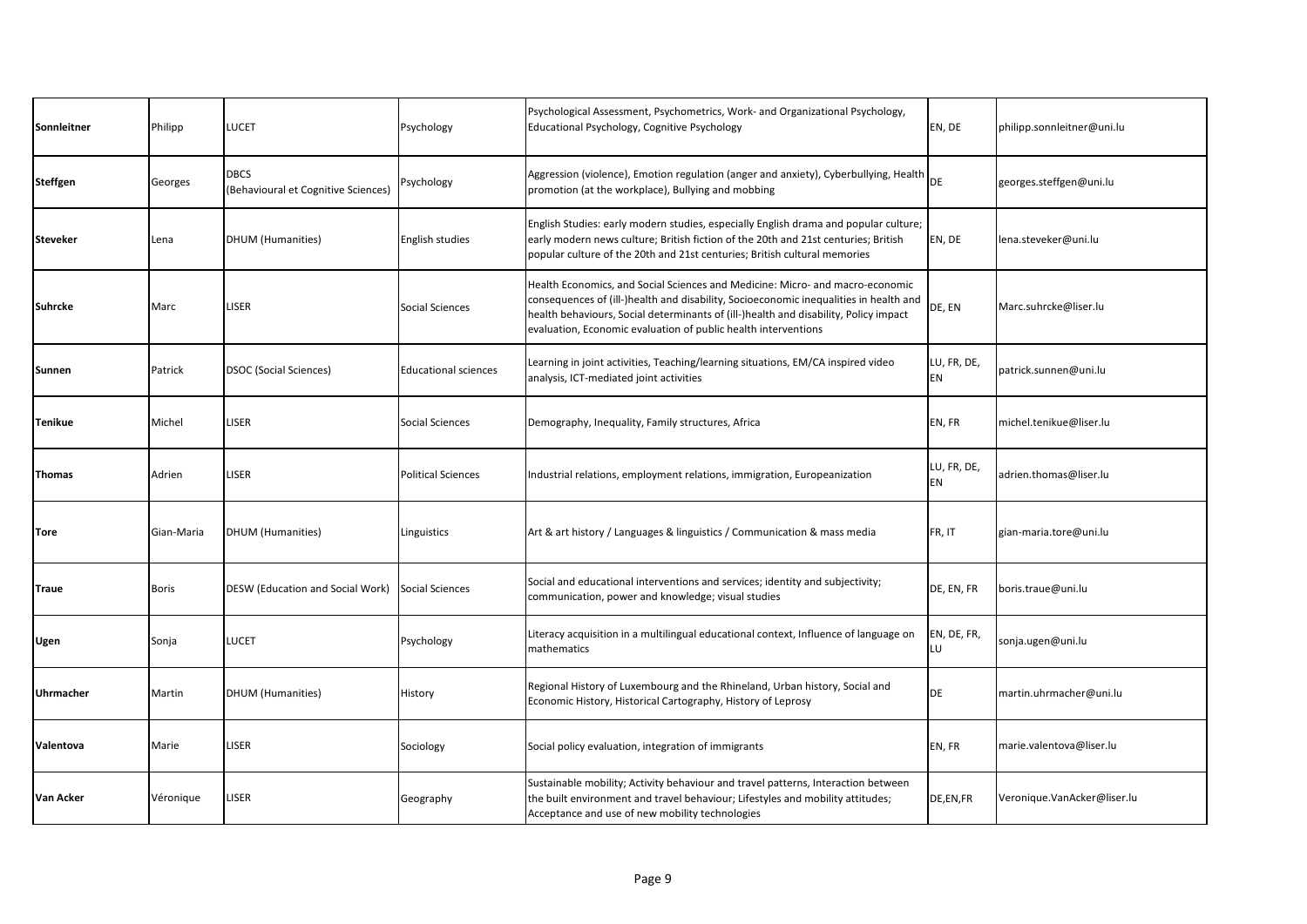| Sonnleitner | Philipp | LUCET | Psychology | Psychological Assessment, Psychometrics, Work- and Organizational Psychology, Educational Psychology, Cognitive Psychology | EN, DE | philipp.sonnleitner@uni.lu |
|---|---|---|---|---|---|---|
| **Steffgen** | Georges | DBCS (Behavioural et Cognitive Sciences) | Psychology | Aggression (violence), Emotion regulation (anger and anxiety), Cyberbullying, Health promotion (at the workplace), Bullying and mobbing | DE | georges.steffgen@uni.lu |
| **Steveker** | Lena | DHUM (Humanities) | English studies | English Studies: early modern studies, especially English drama and popular culture; early modern news culture; British fiction of the 20th and 21st centuries; British popular culture of the 20th and 21st centuries; British cultural memories | EN, DE | lena.steveker@uni.lu |
| **Suhrcke** | Marc | LISER | Social Sciences | Health Economics, and Social Sciences and Medicine: Micro- and macro-economic consequences of (ill-)health and disability, Socioeconomic inequalities in health and health behaviours, Social determinants of (ill-)health and disability, Policy impact evaluation, Economic evaluation of public health interventions | DE, EN | Marc.suhrcke@liser.lu |
| **Sunnen** | Patrick | DSOC (Social Sciences) | Educational sciences | Learning in joint activities, Teaching/learning situations, EM/CA inspired video analysis, ICT-mediated joint activities | LU, FR, DE, EN | patrick.sunnen@uni.lu |
| **Tenikue** | Michel | LISER | Social Sciences | Demography, Inequality, Family structures, Africa | EN, FR | michel.tenikue@liser.lu |
| **Thomas** | Adrien | LISER | Political Sciences | Industrial relations, employment relations, immigration, Europeanization | LU, FR, DE, EN | adrien.thomas@liser.lu |
| **Tore** | Gian-Maria | DHUM (Humanities) | Linguistics | Art & art history / Languages & linguistics / Communication & mass media | FR, IT | gian-maria.tore@uni.lu |
| **Traue** | Boris | DESW (Education and Social Work) | Social Sciences | Social and educational interventions and services; identity and subjectivity; communication, power and knowledge; visual studies | DE, EN, FR | boris.traue@uni.lu |
| **Ugen** | Sonja | LUCET | Psychology | Literacy acquisition in a multilingual educational context, Influence of language on mathematics | EN, DE, FR, LU | sonja.ugen@uni.lu |
| **Uhrmacher** | Martin | DHUM (Humanities) | History | Regional History of Luxembourg and the Rhineland, Urban history, Social and Economic History, Historical Cartography, History of Leprosy | DE | martin.uhrmacher@uni.lu |
| **Valentova** | Marie | LISER | Sociology | Social policy evaluation, integration of immigrants | EN, FR | marie.valentova@liser.lu |
| **Van Acker** | Véronique | LISER | Geography | Sustainable mobility; Activity behaviour and travel patterns, Interaction between the built environment and travel behaviour; Lifestyles and mobility attitudes; Acceptance and use of new mobility technologies | DE,EN,FR | Veronique.VanAcker@liser.lu |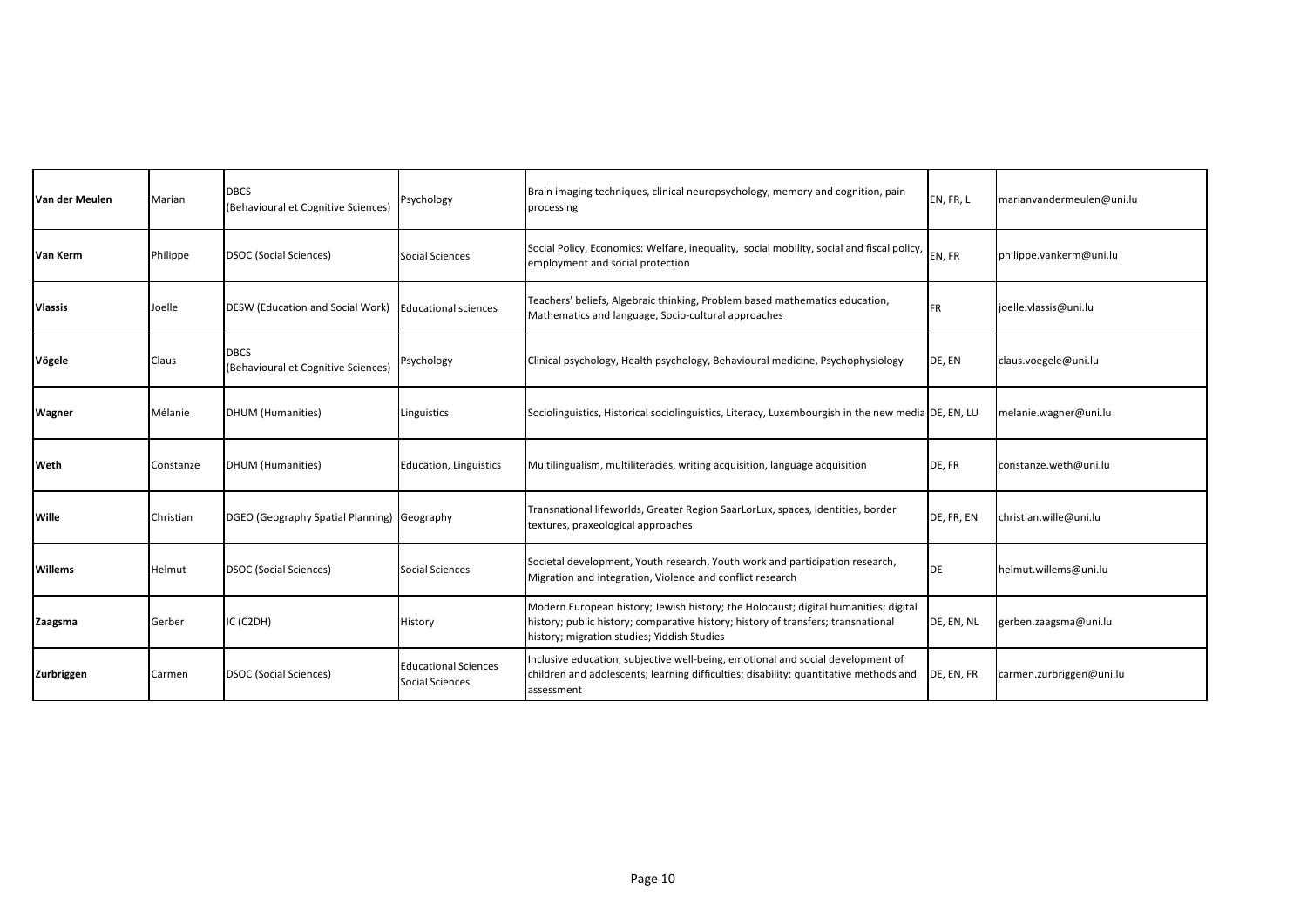| | | | | | | |
|---|---|---|---|---|---|---|
| **Van der Meulen** | Marian | DBCS (Behavioural et Cognitive Sciences) | Psychology | Brain imaging techniques, clinical neuropsychology, memory and cognition, pain processing | EN, FR, L | marianvandermeulen@uni.lu |
| **Van Kerm** | Philippe | DSOC (Social Sciences) | Social Sciences | Social Policy, Economics: Welfare, inequality, social mobility, social and fiscal policy, employment and social protection | EN, FR | philippe.vankerm@uni.lu |
| **Vlassis** | Joelle | DESW (Education and Social Work) | Educational sciences | Teachers' beliefs, Algebraic thinking, Problem based mathematics education, Mathematics and language, Socio-cultural approaches | FR | joelle.vlassis@uni.lu |
| **Vögele** | Claus | DBCS (Behavioural et Cognitive Sciences) | Psychology | Clinical psychology, Health psychology, Behavioural medicine, Psychophysiology | DE, EN | claus.voegele@uni.lu |
| **Wagner** | Mélanie | DHUM (Humanities) | Linguistics | Sociolinguistics, Historical sociolinguistics, Literacy, Luxembourgish in the new media | DE, EN, LU | melanie.wagner@uni.lu |
| **Weth** | Constanze | DHUM (Humanities) | Education, Linguistics | Multilingualism, multiliteracies, writing acquisition, language acquisition | DE, FR | constanze.weth@uni.lu |
| **Wille** | Christian | DGEO (Geography Spatial Planning) | Geography | Transnational lifeworlds, Greater Region SaarLorLux, spaces, identities, border textures, praxeological approaches | DE, FR, EN | christian.wille@uni.lu |
| **Willems** | Helmut | DSOC (Social Sciences) | Social Sciences | Societal development, Youth research, Youth work and participation research, Migration and integration, Violence and conflict research | DE | helmut.willems@uni.lu |
| **Zaagsma** | Gerber | IC (C2DH) | History | Modern European history; Jewish history; the Holocaust; digital humanities; digital history; public history; comparative history; history of transfers; transnational history; migration studies; Yiddish Studies | DE, EN, NL | gerben.zaagsma@uni.lu |
| **Zurbriggen** | Carmen | DSOC (Social Sciences) | Educational Sciences Social Sciences | Inclusive education, subjective well-being, emotional and social development of children and adolescents; learning difficulties; disability; quantitative methods and assessment | DE, EN, FR | carmen.zurbriggen@uni.lu |